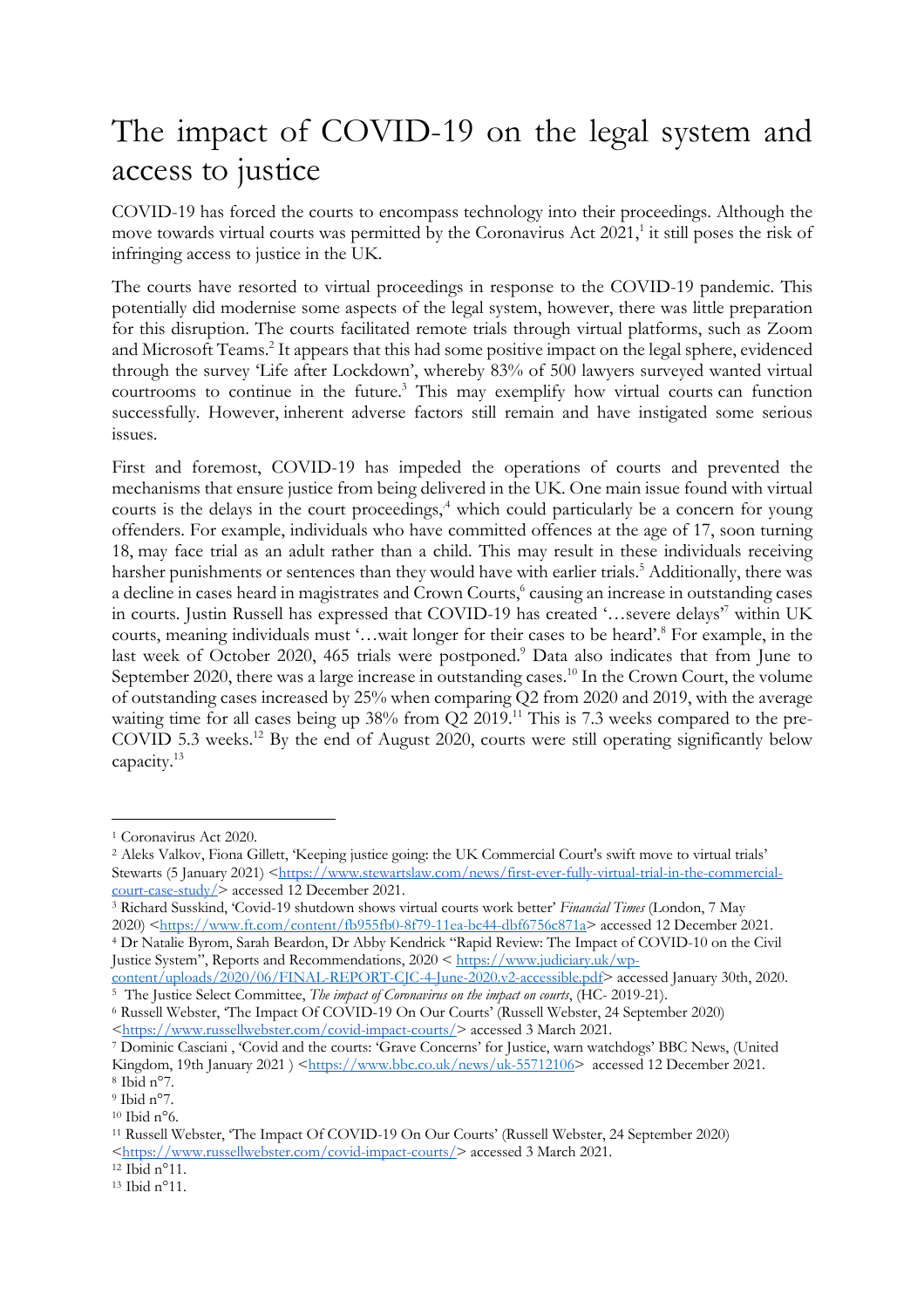# The impact of COVID-19 on the legal system and access to justice

COVID-19 has forced the courts to encompass technology into their proceedings. Although the move towards virtual courts was permitted by the Coronavirus Act 2021,[1] it still poses the risk of infringing access to justice in the UK.

The courts have resorted to virtual proceedings in response to the COVID-19 pandemic. This potentially did modernise some aspects of the legal system, however, there was little preparation for this disruption. The courts facilitated remote trials through virtual platforms, such as Zoom and Microsoft Teams.[2] It appears that this had some positive impact on the legal sphere, evidenced through the survey 'Life after Lockdown', whereby 83% of 500 lawyers surveyed wanted virtual courtrooms to continue in the future.[3] This may exemplify how virtual courts can function successfully. However, inherent adverse factors still remain and have instigated some serious issues.

First and foremost, COVID-19 has impeded the operations of courts and prevented the mechanisms that ensure justice from being delivered in the UK. One main issue found with virtual courts is the delays in the court proceedings,[4] which could particularly be a concern for young offenders. For example, individuals who have committed offences at the age of 17, soon turning 18, may face trial as an adult rather than a child. This may result in these individuals receiving harsher punishments or sentences than they would have with earlier trials.[5] Additionally, there was a decline in cases heard in magistrates and Crown Courts,[6] causing an increase in outstanding cases in courts. Justin Russell has expressed that COVID-19 has created '…severe delays'[7] within UK courts, meaning individuals must '…wait longer for their cases to be heard'.[8] For example, in the last week of October 2020, 465 trials were postponed.[9] Data also indicates that from June to September 2020, there was a large increase in outstanding cases.[10] In the Crown Court, the volume of outstanding cases increased by 25% when comparing Q2 from 2020 and 2019, with the average waiting time for all cases being up 38% from Q2 2019.[11] This is 7.3 weeks compared to the pre-COVID 5.3 weeks.[12] By the end of August 2020, courts were still operating significantly below capacity.[13]

---

[1] Coronavirus Act 2020.

[2] Aleks Valkov, Fiona Gillett, 'Keeping justice going: the UK Commercial Court's swift move to virtual trials' Stewarts (5 January 2021) <https://www.stewartslaw.com/news/first-ever-fully-virtual-trial-in-the-commercial-court-case-study/> accessed 12 December 2021.

[3] Richard Susskind, 'Covid-19 shutdown shows virtual courts work better' *Financial Times* (London, 7 May 2020) <https://www.ft.com/content/fb955fb0-8f79-11ea-bc44-dbf6756c871a> accessed 12 December 2021.

[4] Dr Natalie Byrom, Sarah Beardon, Dr Abby Kendrick "Rapid Review: The Impact of COVID-10 on the Civil Justice System", Reports and Recommendations, 2020 < https://www.judiciary.uk/wp-content/uploads/2020/06/FINAL-REPORT-CJC-4-June-2020.v2-accessible.pdf> accessed January 30th, 2020.

[5] The Justice Select Committee, *The impact of Coronavirus on the impact on courts*, (HC- 2019-21).

[6] Russell Webster, 'The Impact Of COVID-19 On Our Courts' (Russell Webster, 24 September 2020) <https://www.russellwebster.com/covid-impact-courts/> accessed 3 March 2021.

[7] Dominic Casciani , 'Covid and the courts: 'Grave Concerns' for Justice, warn watchdogs' BBC News, (United Kingdom, 19th January 2021 ) <https://www.bbc.co.uk/news/uk-55712106> accessed 12 December 2021.

[8] Ibid n°7.

[9] Ibid n°7.

[10] Ibid n°6.

[11] Russell Webster, 'The Impact Of COVID-19 On Our Courts' (Russell Webster, 24 September 2020) <https://www.russellwebster.com/covid-impact-courts/> accessed 3 March 2021.

[12] Ibid n°11.

[13] Ibid n°11.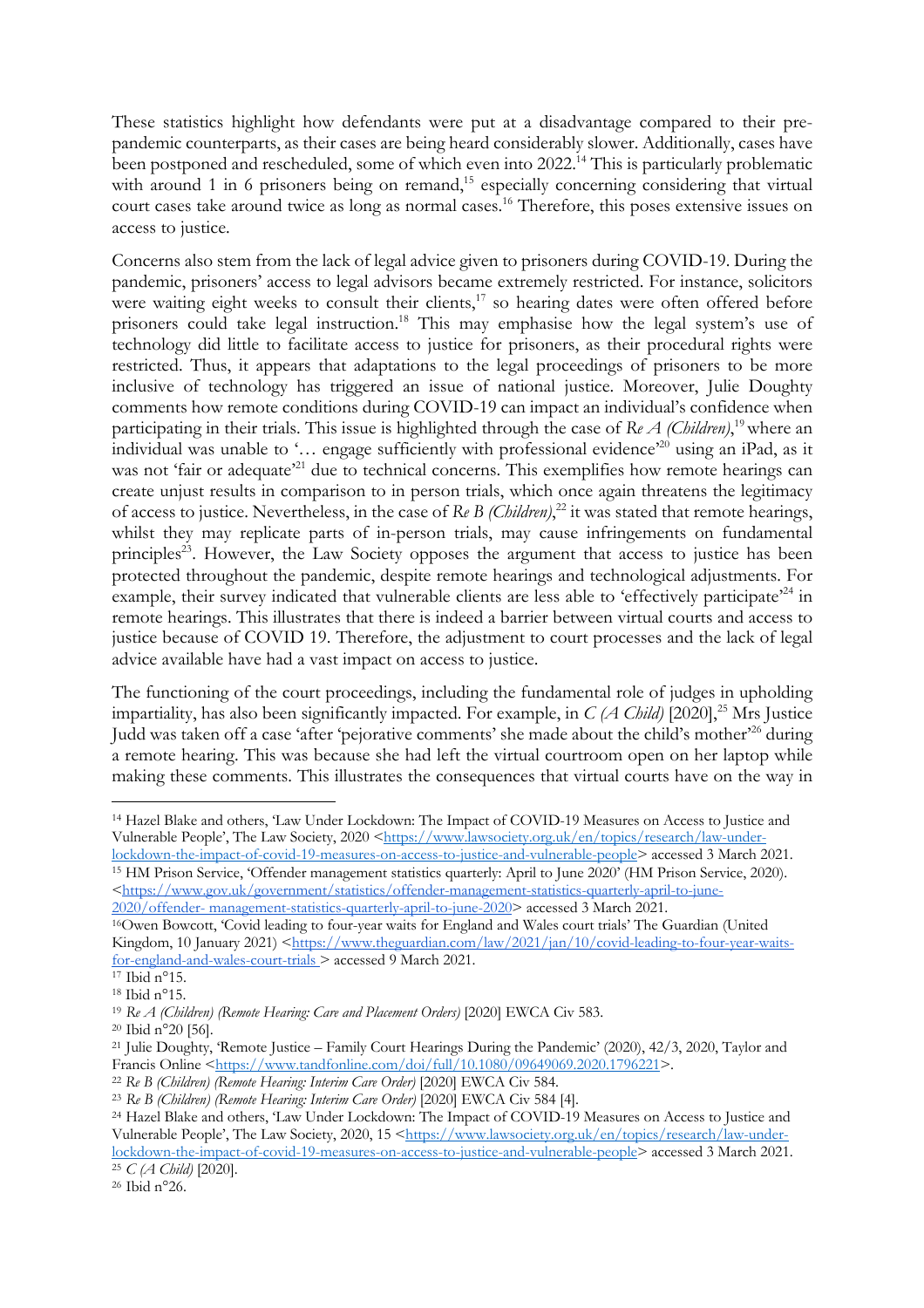These statistics highlight how defendants were put at a disadvantage compared to their pre-pandemic counterparts, as their cases are being heard considerably slower. Additionally, cases have been postponed and rescheduled, some of which even into 2022.[14] This is particularly problematic with around 1 in 6 prisoners being on remand,[15] especially concerning considering that virtual court cases take around twice as long as normal cases.[16] Therefore, this poses extensive issues on access to justice.

Concerns also stem from the lack of legal advice given to prisoners during COVID-19. During the pandemic, prisoners' access to legal advisors became extremely restricted. For instance, solicitors were waiting eight weeks to consult their clients,[17] so hearing dates were often offered before prisoners could take legal instruction.[18] This may emphasise how the legal system's use of technology did little to facilitate access to justice for prisoners, as their procedural rights were restricted. Thus, it appears that adaptations to the legal proceedings of prisoners to be more inclusive of technology has triggered an issue of national justice. Moreover, Julie Doughty comments how remote conditions during COVID-19 can impact an individual's confidence when participating in their trials. This issue is highlighted through the case of *Re A (Children)*,[19] where an individual was unable to '… engage sufficiently with professional evidence'[20] using an iPad, as it was not 'fair or adequate'[21] due to technical concerns. This exemplifies how remote hearings can create unjust results in comparison to in person trials, which once again threatens the legitimacy of access to justice. Nevertheless, in the case of *Re B (Children)*,[22] it was stated that remote hearings, whilst they may replicate parts of in-person trials, may cause infringements on fundamental principles[23]. However, the Law Society opposes the argument that access to justice has been protected throughout the pandemic, despite remote hearings and technological adjustments. For example, their survey indicated that vulnerable clients are less able to 'effectively participate'[24] in remote hearings. This illustrates that there is indeed a barrier between virtual courts and access to justice because of COVID 19. Therefore, the adjustment to court processes and the lack of legal advice available have had a vast impact on access to justice.

The functioning of the court proceedings, including the fundamental role of judges in upholding impartiality, has also been significantly impacted. For example, in *C (A Child)* [2020],[25] Mrs Justice Judd was taken off a case 'after 'pejorative comments' she made about the child's mother'[26] during a remote hearing. This was because she had left the virtual courtroom open on her laptop while making these comments. This illustrates the consequences that virtual courts have on the way in

---

[14] Hazel Blake and others, 'Law Under Lockdown: The Impact of COVID-19 Measures on Access to Justice and Vulnerable People', The Law Society, 2020 <https://www.lawsociety.org.uk/en/topics/research/law-under-lockdown-the-impact-of-covid-19-measures-on-access-to-justice-and-vulnerable-people> accessed 3 March 2021.

[15] HM Prison Service, 'Offender management statistics quarterly: April to June 2020' (HM Prison Service, 2020). <https://www.gov.uk/government/statistics/offender-management-statistics-quarterly-april-to-june-2020/offender- management-statistics-quarterly-april-to-june-2020> accessed 3 March 2021.

[16] Owen Bowcott, 'Covid leading to four-year waits for England and Wales court trials' The Guardian (United Kingdom, 10 January 2021) <https://www.theguardian.com/law/2021/jan/10/covid-leading-to-four-year-waits-for-england-and-wales-court-trials > accessed 9 March 2021.

[17] Ibid n°15.

[18] Ibid n°15.

[19] *Re A (Children) (Remote Hearing: Care and Placement Orders)* [2020] EWCA Civ 583.

[20] Ibid n°20 [56].

[21] Julie Doughty, 'Remote Justice – Family Court Hearings During the Pandemic' (2020), 42/3, 2020, Taylor and Francis Online <https://www.tandfonline.com/doi/full/10.1080/09649069.2020.1796221>.

[22] *Re B (Children) (Remote Hearing: Interim Care Order)* [2020] EWCA Civ 584.

[23] *Re B (Children) (Remote Hearing: Interim Care Order)* [2020] EWCA Civ 584 [4].

[24] Hazel Blake and others, 'Law Under Lockdown: The Impact of COVID-19 Measures on Access to Justice and Vulnerable People', The Law Society, 2020, 15 <https://www.lawsociety.org.uk/en/topics/research/law-under-lockdown-the-impact-of-covid-19-measures-on-access-to-justice-and-vulnerable-people> accessed 3 March 2021.

[25] *C (A Child)* [2020].

[26] Ibid n°26.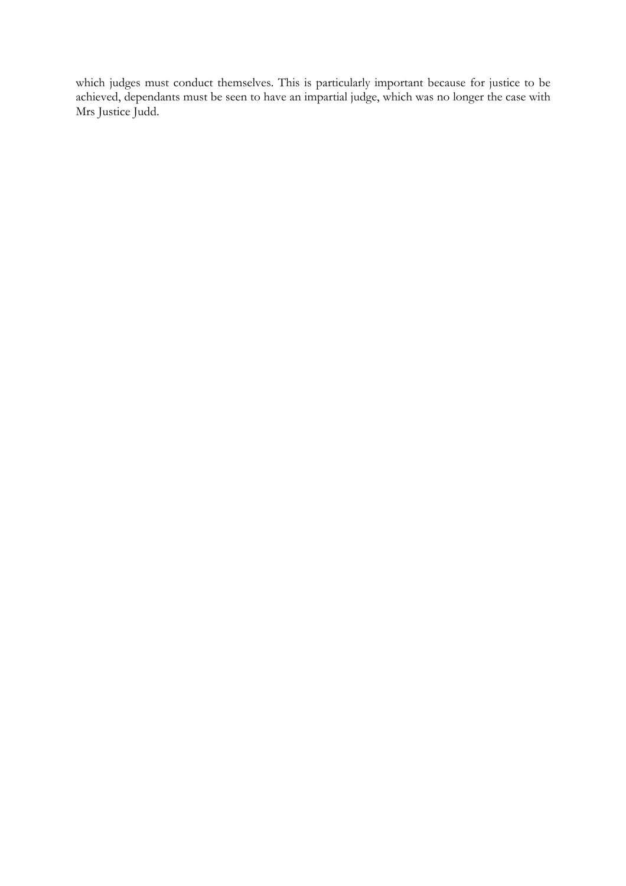which judges must conduct themselves. This is particularly important because for justice to be achieved, dependants must be seen to have an impartial judge, which was no longer the case with Mrs Justice Judd.